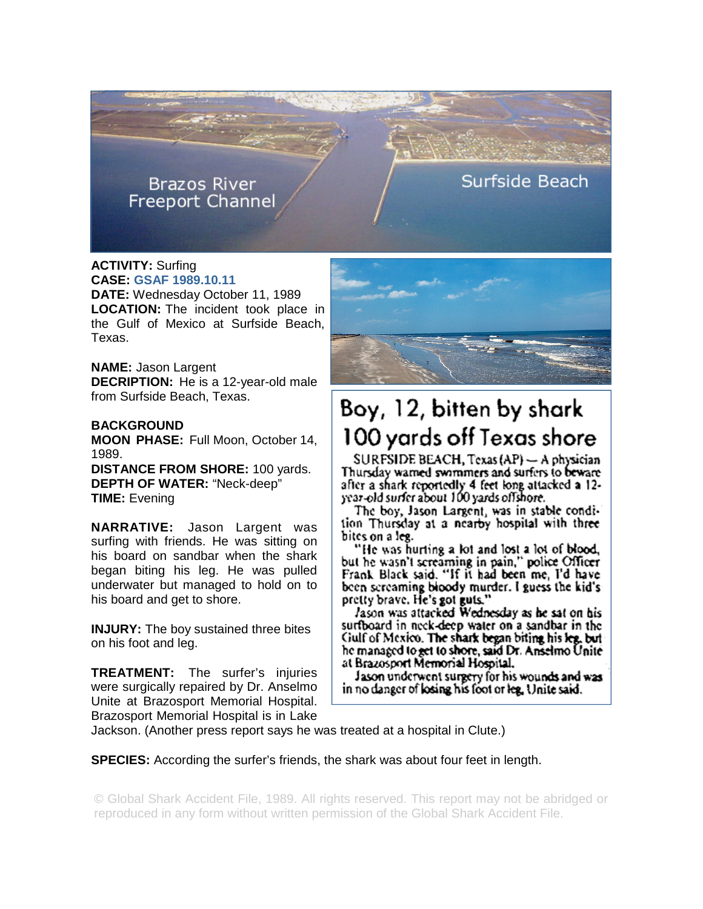Brazos River Freeport Channel

Surfside Beach

**ACTIVITY:** Surfing
**CASE:** GSAF 1989.10.11
**DATE:** Wednesday October 11, 1989
**LOCATION:** The incident took place in the Gulf of Mexico at Surfside Beach, Texas.

**NAME:** Jason Largent
**DECRIPTION:** He is a 12-year-old male from Surfside Beach, Texas.

**BACKGROUND**
**MOON PHASE:** Full Moon, October 14, 1989.
**DISTANCE FROM SHORE:** 100 yards.
**DEPTH OF WATER:** "Neck-deep"
**TIME:** Evening

**NARRATIVE:** Jason Largent was surfing with friends. He was sitting on his board on sandbar when the shark began biting his leg. He was pulled underwater but managed to hold on to his board and get to shore.

**INJURY:** The boy sustained three bites on his foot and leg.

**TREATMENT:** The surfer's injuries were surgically repaired by Dr. Anselmo Unite at Brazosport Memorial Hospital. Brazosport Memorial Hospital is in Lake Jackson. (Another press report says he was treated at a hospital in Clute.)

**SPECIES:** According the surfer's friends, the shark was about four feet in length.

## Boy, 12, bitten by shark 100 yards off Texas shore

SURFSIDE BEACH, Texas (AP) — A physician Thursday warned swimmers and surfers to beware after a shark reportedly 4 feet long attacked a 12-year-old surfer about 100 yards offshore.

The boy, Jason Largent, was in stable condition Thursday at a nearby hospital with three bites on a leg.

"He was hurting a lot and lost a lot of blood, but he wasn't screaming in pain," police Officer Frank Black said. "If it had been me, I'd have been screaming bloody murder. I guess the kid's pretty brave. He's got guts."

Jason was attacked Wednesday as he sat on his surfboard in neck-deep water on a sandbar in the Gulf of Mexico. The shark began biting his leg, but he managed to get to shore, said Dr. Anselmo Unite at Brazosport Memorial Hospital.

Jason underwent surgery for his wounds and was in no danger of losing his foot or leg, Unite said.

© Global Shark Accident File, 1989. All rights reserved. This report may not be abridged or reproduced in any form without written permission of the Global Shark Accident File.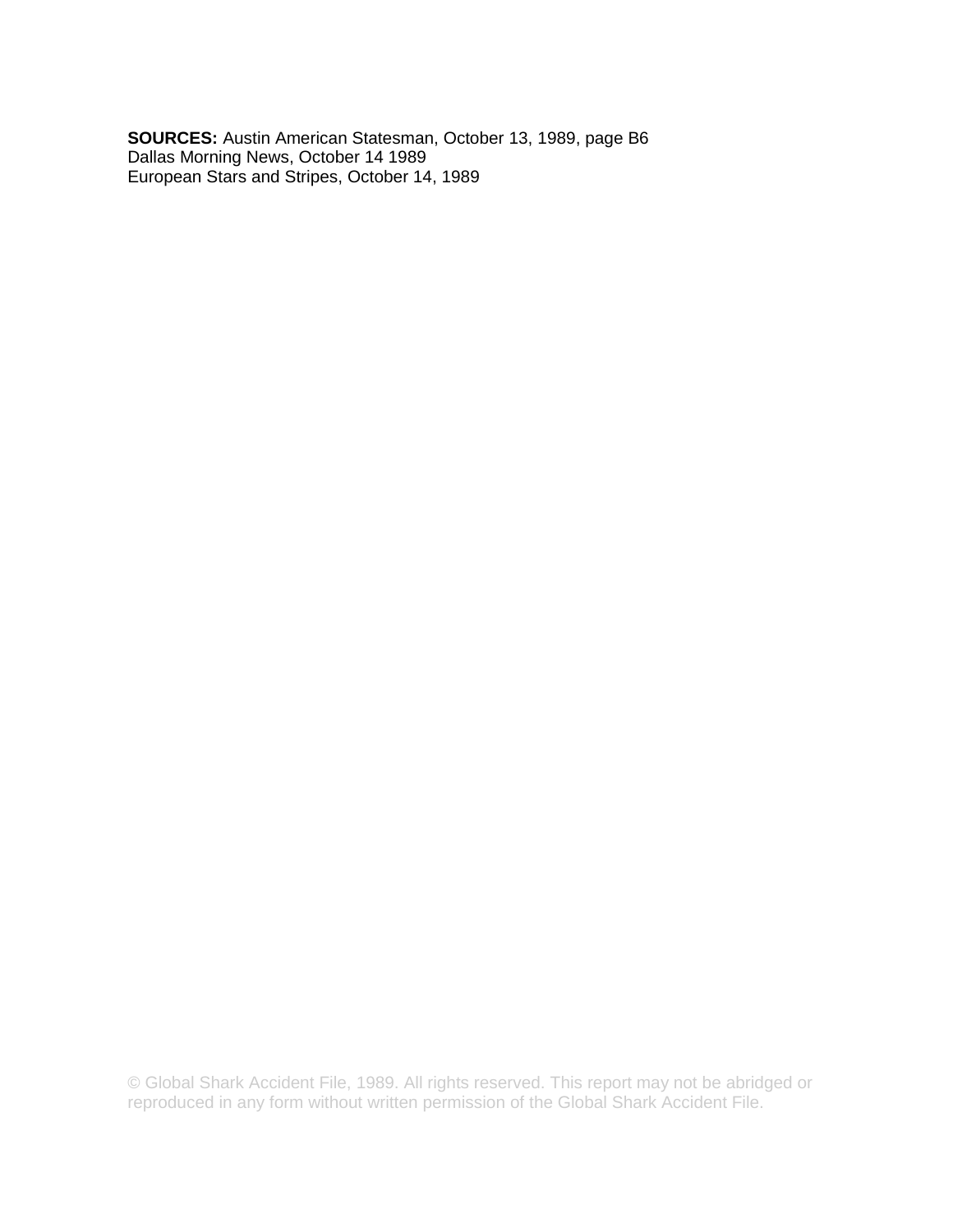**SOURCES:** Austin American Statesman, October 13, 1989, page B6
Dallas Morning News, October 14 1989
European Stars and Stripes, October 14, 1989

© Global Shark Accident File, 1989. All rights reserved. This report may not be abridged or reproduced in any form without written permission of the Global Shark Accident File.